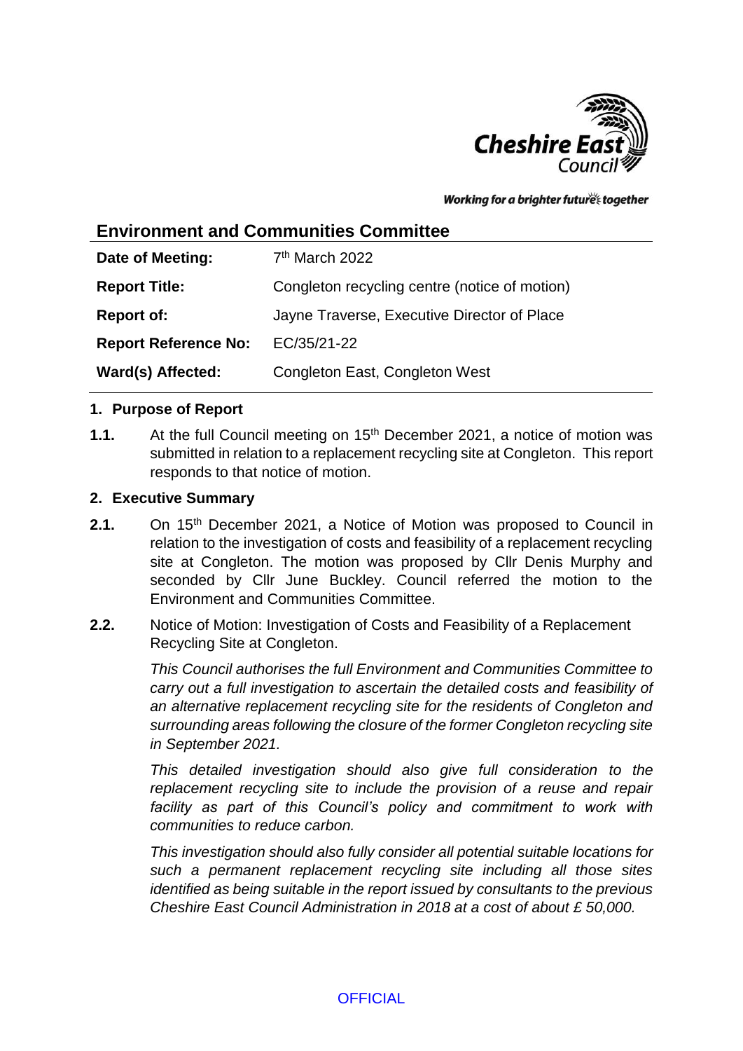Cheshire East Council

*Working for a brighter futures together*

## Environment and Communities Committee

| | |
|---|---|
| **Date of Meeting:** | 7th March 2022 |
| **Report Title:** | Congleton recycling centre (notice of motion) |
| **Report of:** | Jayne Traverse, Executive Director of Place |
| **Report Reference No:** | EC/35/21-22 |
| **Ward(s) Affected:** | Congleton East, Congleton West |

### 1. Purpose of Report

**1.1.** At the full Council meeting on 15th December 2021, a notice of motion was submitted in relation to a replacement recycling site at Congleton. This report responds to that notice of motion.

### 2. Executive Summary

**2.1.** On 15th December 2021, a Notice of Motion was proposed to Council in relation to the investigation of costs and feasibility of a replacement recycling site at Congleton. The motion was proposed by Cllr Denis Murphy and seconded by Cllr June Buckley. Council referred the motion to the Environment and Communities Committee.

**2.2.** Notice of Motion: Investigation of Costs and Feasibility of a Replacement Recycling Site at Congleton.

*This Council authorises the full Environment and Communities Committee to carry out a full investigation to ascertain the detailed costs and feasibility of an alternative replacement recycling site for the residents of Congleton and surrounding areas following the closure of the former Congleton recycling site in September 2021.*

*This detailed investigation should also give full consideration to the replacement recycling site to include the provision of a reuse and repair facility as part of this Council's policy and commitment to work with communities to reduce carbon.*

*This investigation should also fully consider all potential suitable locations for such a permanent replacement recycling site including all those sites identified as being suitable in the report issued by consultants to the previous Cheshire East Council Administration in 2018 at a cost of about £ 50,000.*

OFFICIAL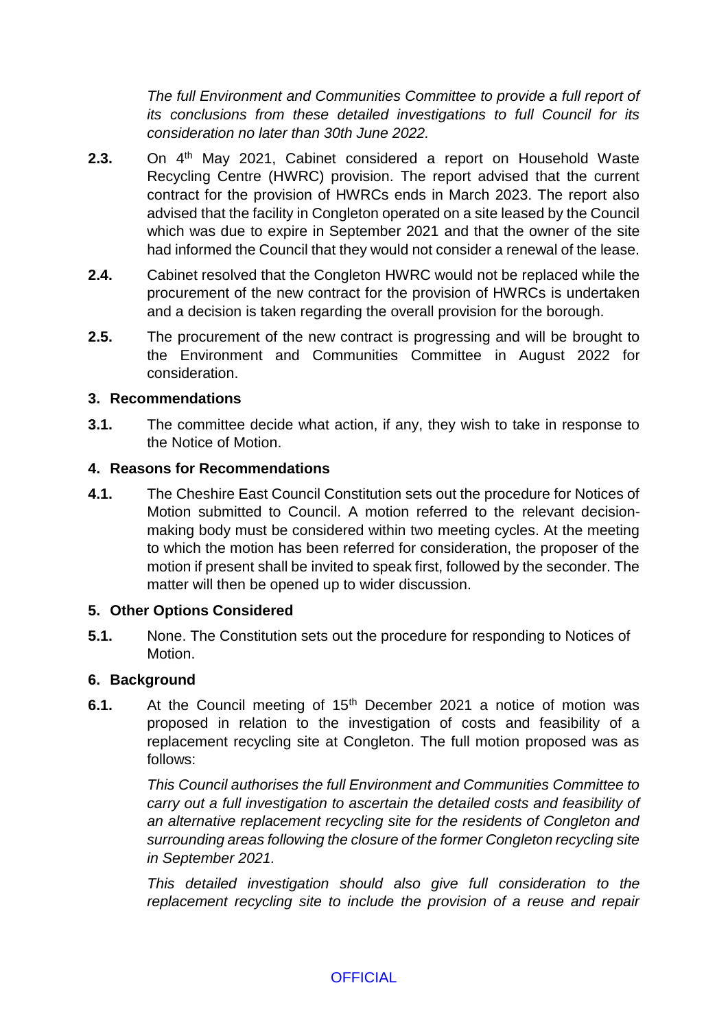*The full Environment and Communities Committee to provide a full report of its conclusions from these detailed investigations to full Council for its consideration no later than 30th June 2022.*

**2.3.** On 4th May 2021, Cabinet considered a report on Household Waste Recycling Centre (HWRC) provision. The report advised that the current contract for the provision of HWRCs ends in March 2023. The report also advised that the facility in Congleton operated on a site leased by the Council which was due to expire in September 2021 and that the owner of the site had informed the Council that they would not consider a renewal of the lease.

**2.4.** Cabinet resolved that the Congleton HWRC would not be replaced while the procurement of the new contract for the provision of HWRCs is undertaken and a decision is taken regarding the overall provision for the borough.

**2.5.** The procurement of the new contract is progressing and will be brought to the Environment and Communities Committee in August 2022 for consideration.

## 3. Recommendations

**3.1.** The committee decide what action, if any, they wish to take in response to the Notice of Motion.

## 4. Reasons for Recommendations

**4.1.** The Cheshire East Council Constitution sets out the procedure for Notices of Motion submitted to Council. A motion referred to the relevant decision-making body must be considered within two meeting cycles. At the meeting to which the motion has been referred for consideration, the proposer of the motion if present shall be invited to speak first, followed by the seconder. The matter will then be opened up to wider discussion.

## 5. Other Options Considered

**5.1.** None. The Constitution sets out the procedure for responding to Notices of Motion.

## 6. Background

**6.1.** At the Council meeting of 15th December 2021 a notice of motion was proposed in relation to the investigation of costs and feasibility of a replacement recycling site at Congleton. The full motion proposed was as follows:

*This Council authorises the full Environment and Communities Committee to carry out a full investigation to ascertain the detailed costs and feasibility of an alternative replacement recycling site for the residents of Congleton and surrounding areas following the closure of the former Congleton recycling site in September 2021.*

*This detailed investigation should also give full consideration to the replacement recycling site to include the provision of a reuse and repair*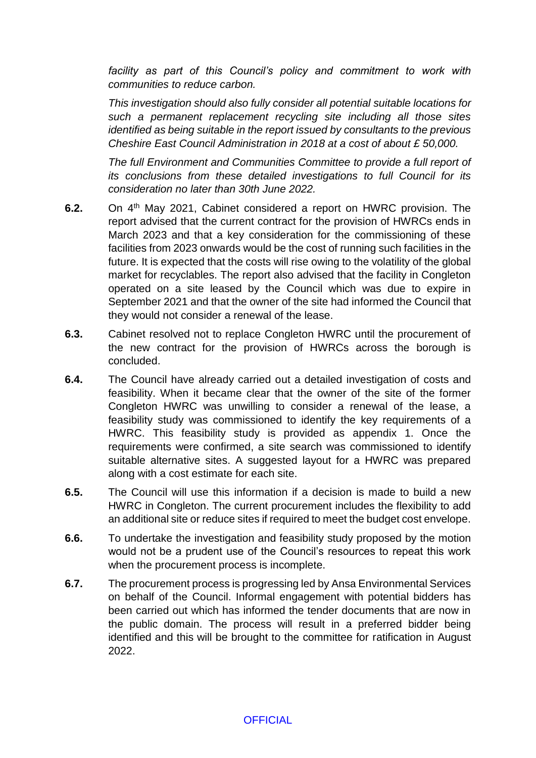*facility as part of this Council's policy and commitment to work with communities to reduce carbon.*

*This investigation should also fully consider all potential suitable locations for such a permanent replacement recycling site including all those sites identified as being suitable in the report issued by consultants to the previous Cheshire East Council Administration in 2018 at a cost of about £ 50,000.*

*The full Environment and Communities Committee to provide a full report of its conclusions from these detailed investigations to full Council for its consideration no later than 30th June 2022.*

**6.2.** On 4th May 2021, Cabinet considered a report on HWRC provision. The report advised that the current contract for the provision of HWRCs ends in March 2023 and that a key consideration for the commissioning of these facilities from 2023 onwards would be the cost of running such facilities in the future. It is expected that the costs will rise owing to the volatility of the global market for recyclables. The report also advised that the facility in Congleton operated on a site leased by the Council which was due to expire in September 2021 and that the owner of the site had informed the Council that they would not consider a renewal of the lease.

**6.3.** Cabinet resolved not to replace Congleton HWRC until the procurement of the new contract for the provision of HWRCs across the borough is concluded.

**6.4.** The Council have already carried out a detailed investigation of costs and feasibility. When it became clear that the owner of the site of the former Congleton HWRC was unwilling to consider a renewal of the lease, a feasibility study was commissioned to identify the key requirements of a HWRC. This feasibility study is provided as appendix 1. Once the requirements were confirmed, a site search was commissioned to identify suitable alternative sites. A suggested layout for a HWRC was prepared along with a cost estimate for each site.

**6.5.** The Council will use this information if a decision is made to build a new HWRC in Congleton. The current procurement includes the flexibility to add an additional site or reduce sites if required to meet the budget cost envelope.

**6.6.** To undertake the investigation and feasibility study proposed by the motion would not be a prudent use of the Council's resources to repeat this work when the procurement process is incomplete.

**6.7.** The procurement process is progressing led by Ansa Environmental Services on behalf of the Council. Informal engagement with potential bidders has been carried out which has informed the tender documents that are now in the public domain. The process will result in a preferred bidder being identified and this will be brought to the committee for ratification in August 2022.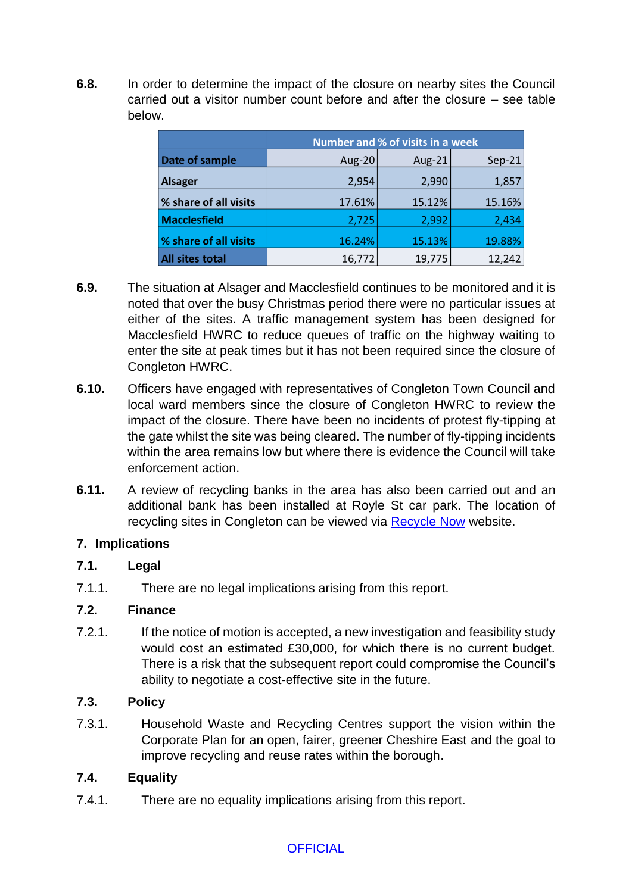**6.8.** In order to determine the impact of the closure on nearby sites the Council carried out a visitor number count before and after the closure – see table below.

| | Number and % of visits in a week | | |
|---|---|---|---|
| **Date of sample** | Aug-20 | Aug-21 | Sep-21 |
| **Alsager** | 2,954 | 2,990 | 1,857 |
| **% share of all visits** | 17.61% | 15.12% | 15.16% |
| **Macclesfield** | 2,725 | 2,992 | 2,434 |
| **% share of all visits** | 16.24% | 15.13% | 19.88% |
| **All sites total** | 16,772 | 19,775 | 12,242 |

**6.9.** The situation at Alsager and Macclesfield continues to be monitored and it is noted that over the busy Christmas period there were no particular issues at either of the sites. A traffic management system has been designed for Macclesfield HWRC to reduce queues of traffic on the highway waiting to enter the site at peak times but it has not been required since the closure of Congleton HWRC.

**6.10.** Officers have engaged with representatives of Congleton Town Council and local ward members since the closure of Congleton HWRC to review the impact of the closure. There have been no incidents of protest fly-tipping at the gate whilst the site was being cleared. The number of fly-tipping incidents within the area remains low but where there is evidence the Council will take enforcement action.

**6.11.** A review of recycling banks in the area has also been carried out and an additional bank has been installed at Royle St car park. The location of recycling sites in Congleton can be viewed via Recycle Now website.

## 7. Implications

### 7.1. Legal

7.1.1. There are no legal implications arising from this report.

### 7.2. Finance

7.2.1. If the notice of motion is accepted, a new investigation and feasibility study would cost an estimated £30,000, for which there is no current budget. There is a risk that the subsequent report could compromise the Council's ability to negotiate a cost-effective site in the future.

### 7.3. Policy

7.3.1. Household Waste and Recycling Centres support the vision within the Corporate Plan for an open, fairer, greener Cheshire East and the goal to improve recycling and reuse rates within the borough.

### 7.4. Equality

7.4.1. There are no equality implications arising from this report.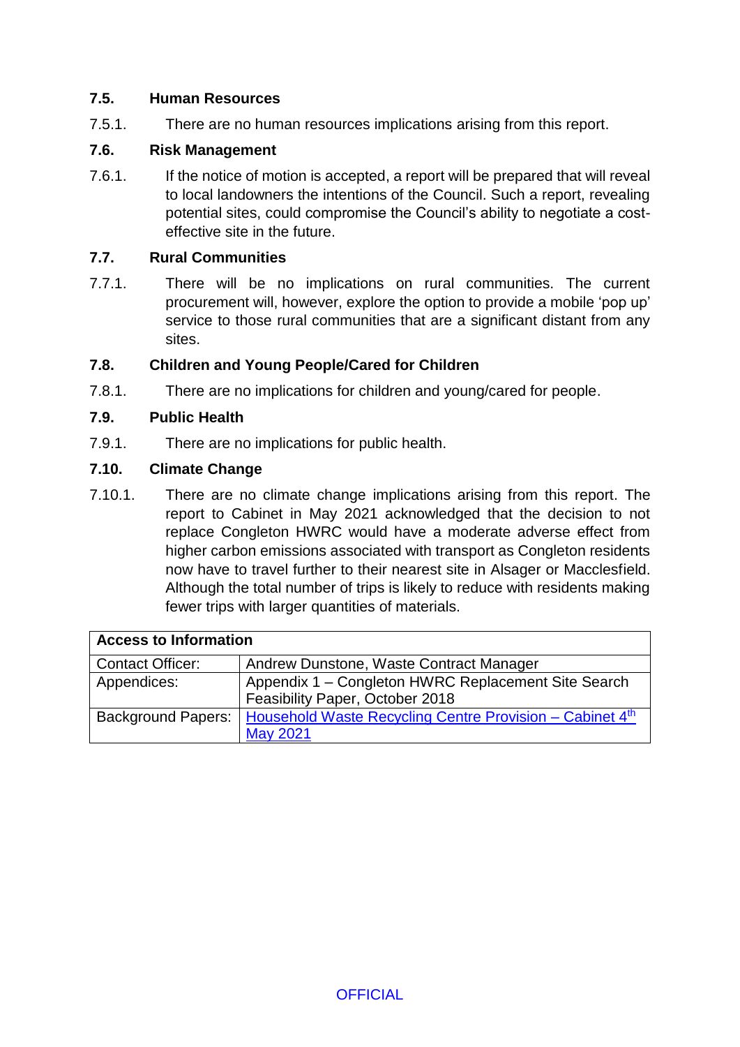### 7.5. Human Resources

7.5.1. There are no human resources implications arising from this report.

### 7.6. Risk Management

7.6.1. If the notice of motion is accepted, a report will be prepared that will reveal to local landowners the intentions of the Council. Such a report, revealing potential sites, could compromise the Council's ability to negotiate a cost-effective site in the future.

### 7.7. Rural Communities

7.7.1. There will be no implications on rural communities. The current procurement will, however, explore the option to provide a mobile 'pop up' service to those rural communities that are a significant distant from any sites.

### 7.8. Children and Young People/Cared for Children

7.8.1. There are no implications for children and young/cared for people.

### 7.9. Public Health

7.9.1. There are no implications for public health.

### 7.10. Climate Change

7.10.1. There are no climate change implications arising from this report. The report to Cabinet in May 2021 acknowledged that the decision to not replace Congleton HWRC would have a moderate adverse effect from higher carbon emissions associated with transport as Congleton residents now have to travel further to their nearest site in Alsager or Macclesfield. Although the total number of trips is likely to reduce with residents making fewer trips with larger quantities of materials.

| **Access to Information** | |
|---|---|
| Contact Officer: | Andrew Dunstone, Waste Contract Manager |
| Appendices: | Appendix 1 – Congleton HWRC Replacement Site Search Feasibility Paper, October 2018 |
| Background Papers: | Household Waste Recycling Centre Provision – Cabinet 4th May 2021 |

OFFICIAL